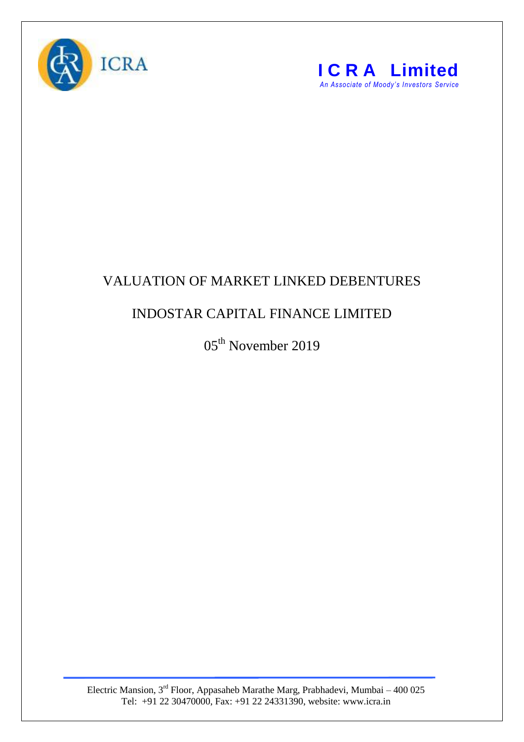ICRA

**ICRA Limited**

*An Associate of Moody's Investors Service*

# VALUATION OF MARKET LINKED DEBENTURES

## INDOSTAR CAPITAL FINANCE LIMITED

05th November 2019

Electric Mansion, 3rd Floor, Appasaheb Marathe Marg, Prabhadevi, Mumbai – 400 025
Tel: +91 22 30470000, Fax: +91 22 24331390, website: www.icra.in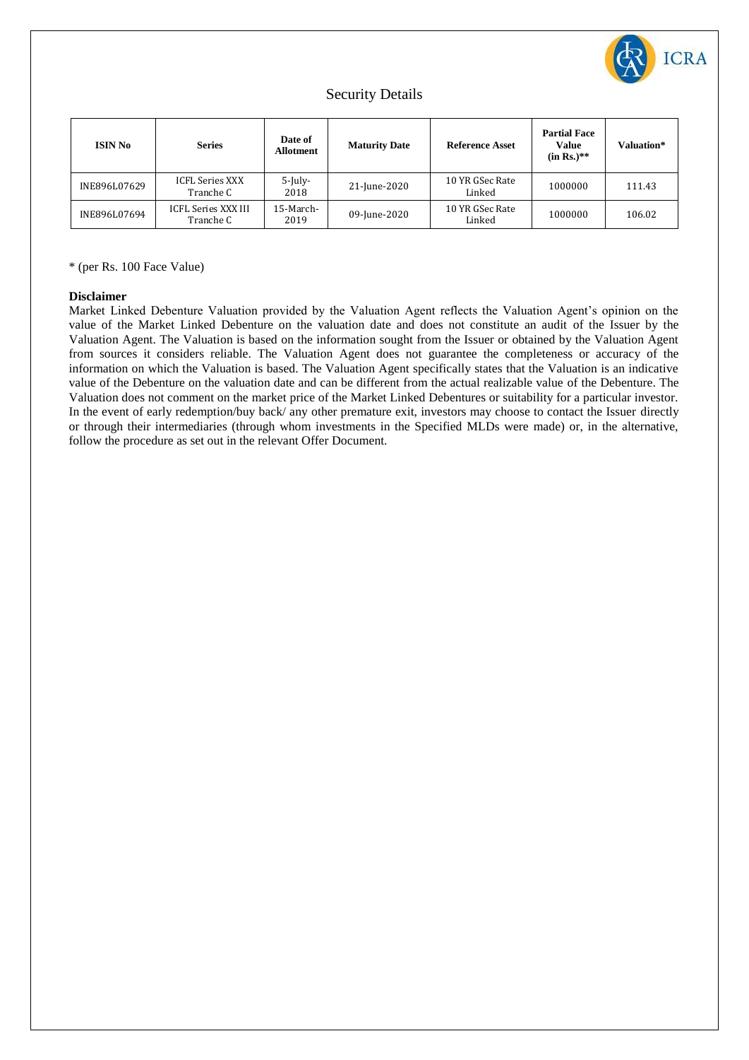## Security Details

| ISIN No | Series | Date of Allotment | Maturity Date | Reference Asset | Partial Face Value (in Rs.)** | Valuation* |
|---|---|---|---|---|---|---|
| INE896L07629 | ICFL Series XXX Tranche C | 5-July-2018 | 21-June-2020 | 10 YR GSec Rate Linked | 1000000 | 111.43 |
| INE896L07694 | ICFL Series XXX III Tranche C | 15-March-2019 | 09-June-2020 | 10 YR GSec Rate Linked | 1000000 | 106.02 |

* (per Rs. 100 Face Value)

**Disclaimer**

Market Linked Debenture Valuation provided by the Valuation Agent reflects the Valuation Agent's opinion on the value of the Market Linked Debenture on the valuation date and does not constitute an audit of the Issuer by the Valuation Agent. The Valuation is based on the information sought from the Issuer or obtained by the Valuation Agent from sources it considers reliable. The Valuation Agent does not guarantee the completeness or accuracy of the information on which the Valuation is based. The Valuation Agent specifically states that the Valuation is an indicative value of the Debenture on the valuation date and can be different from the actual realizable value of the Debenture. The Valuation does not comment on the market price of the Market Linked Debentures or suitability for a particular investor. In the event of early redemption/buy back/ any other premature exit, investors may choose to contact the Issuer directly or through their intermediaries (through whom investments in the Specified MLDs were made) or, in the alternative, follow the procedure as set out in the relevant Offer Document.